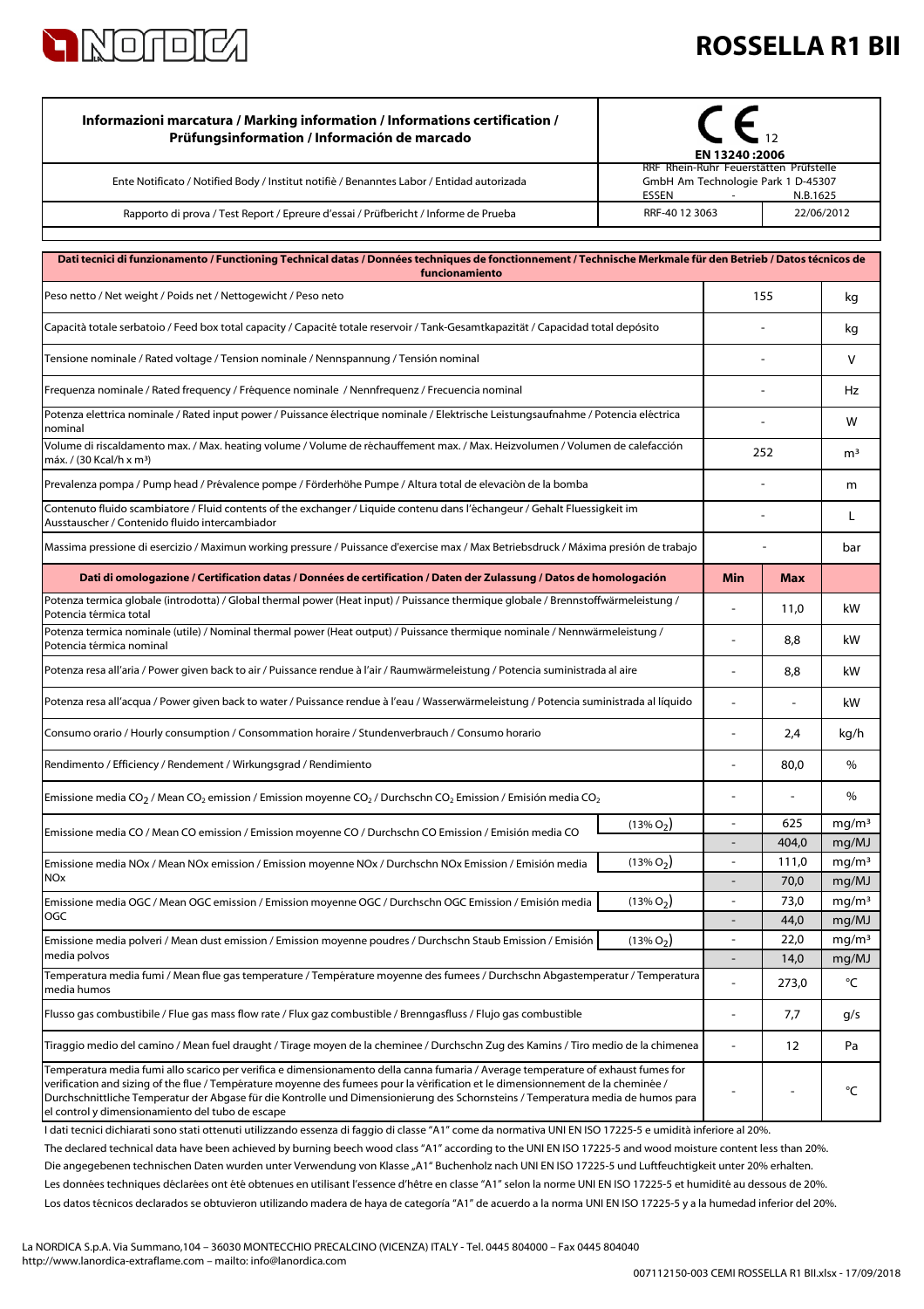# ROSSELLA R1 BII

| Informazioni marcatura / Marking information / Informations certification / Prüfungsinformation / Información de marcado | CE 12 EN 13240 :2006 | |
|---|---|---|
| Ente Notificato / Notified Body / Institut notifiè / Benanntes Labor / Entidad autorizada | RRF Rhein-Ruhr Feuerstätten Prüfstelle GmbH Am Technologie Park 1 D-45307 ESSEN - | N.B.1625 |
| Rapporto di prova / Test Report / Epreure d'essai / Prüfbericht / Informe de Prueba | RRF-40 12 3063 | 22/06/2012 |

| Dati tecnici di funzionamento / Functioning Technical datas / Données techniques de fonctionnement / Technische Merkmale für den Betrieb / Datos técnicos de funcionamiento | | | | |
|---|---|---|---|---|
| Peso netto / Net weight / Poids net / Nettogewicht / Peso neto | | 155 | | kg |
| Capacità totale serbatoio / Feed box total capacity / Capacité totale reservoir / Tank-Gesamtkapazität / Capacidad total depósito | | - | | kg |
| Tensione nominale / Rated voltage / Tension nominale / Nennspannung / Tensión nominal | | - | | V |
| Frequenza nominale / Rated frequency / Fréquence nominale / Nennfrequenz / Frecuencia nominal | | - | | Hz |
| Potenza elettrica nominale / Rated input power / Puissance électrique nominale / Elektrische Leistungsaufnahme / Potencia eléctrica nominal | | - | | W |
| Volume di riscaldamento max. / Max. heating volume / Volume de réchauffement max. / Max. Heizvolumen / Volumen de calefacción máx. / (30 Kcal/h x m³) | | 252 | | m³ |
| Prevalenza pompa / Pump head / Prévalence pompe / Förderhöhe Pumpe / Altura total de elevaciòn de la bomba | | - | | m |
| Contenuto fluido scambiatore / Fluid contents of the exchanger / Liquide contenu dans l'échangeur / Gehalt Fluessigkeit im Ausstauscher / Contenido fluido intercambiador | | - | | L |
| Massima pressione di esercizio / Maximun working pressure / Puissance d'exercise max / Max Betriebsdruck / Máxima presión de trabajo | | - | | bar |
| **Dati di omologazione / Certification datas / Données de certification / Daten der Zulassung / Datos de homologación** | | **Min** | **Max** | |
| Potenza termica globale (introdotta) / Global thermal power (Heat input) / Puissance thermique globale / Brennstoffwärmeleistung / Potencia tèrmica total | | - | 11,0 | kW |
| Potenza termica nominale (utile) / Nominal thermal power (Heat output) / Puissance thermique nominale / Nennwärmeleistung / Potencia tèrmica nominal | | - | 8,8 | kW |
| Potenza resa all'aria / Power given back to air / Puissance rendue à l'air / Raumwärmeleistung / Potencia suministrada al aire | | - | 8,8 | kW |
| Potenza resa all'acqua / Power given back to water / Puissance rendue à l'eau / Wasserwärmeleistung / Potencia suministrada al líquido | | - | - | kW |
| Consumo orario / Hourly consumption / Consommation horaire / Stundenverbrauch / Consumo horario | | - | 2,4 | kg/h |
| Rendimento / Efficiency / Rendement / Wirkungsgrad / Rendimiento | | - | 80,0 | % |
| Emissione media $CO_2$ / Mean $CO_2$ emission / Emission moyenne $CO_2$ / Durchschn $CO_2$ Emission / Emisión media $CO_2$ | | - | - | % |
| Emissione media CO / Mean CO emission / Emission moyenne CO / Durchschn CO Emission / Emisión media CO | (13% $O_2$) | - | 625 | mg/m³ |
| | | - | 404,0 | mg/MJ |
| Emissione media NOx / Mean NOx emission / Emission moyenne NOx / Durchschn NOx Emission / Emisión media NOx | (13% $O_2$) | - | 111,0 | mg/m³ |
| | | - | 70,0 | mg/MJ |
| Emissione media OGC / Mean OGC emission / Emission moyenne OGC / Durchschn OGC Emission / Emisión media OGC | (13% $O_2$) | - | 73,0 | mg/m³ |
| | | - | 44,0 | mg/MJ |
| Emissione media polveri / Mean dust emission / Emission moyenne poudres / Durchschn Staub Emission / Emisión media polvos | (13% $O_2$) | - | 22,0 | mg/m³ |
| | | - | 14,0 | mg/MJ |
| Temperatura media fumi / Mean flue gas temperature / Température moyenne des fumees / Durchschn Abgastemperatur / Temperatura media humos | | - | 273,0 | °C |
| Flusso gas combustibile / Flue gas mass flow rate / Flux gaz combustible / Brenngasfluss / Flujo gas combustible | | - | 7,7 | g/s |
| Tiraggio medio del camino / Mean fuel draught / Tirage moyen de la cheminee / Durchschn Zug des Kamins / Tiro medio de la chimenea | | - | 12 | Pa |
| Temperatura media fumi allo scarico per verifica e dimensionamento della canna fumaria / Average temperature of exhaust fumes for verification and sizing of the flue / Température moyenne des fumees pour la vérification et le dimensionnement de la cheminée / Durchschnittliche Temperatur der Abgase für die Kontrolle und Dimensionierung des Schornsteins / Temperatura media de humos para el control y dimensionamiento del tubo de escape | | - | - | °C |

I dati tecnici dichiarati sono stati ottenuti utilizzando essenza di faggio di classe "A1" come da normativa UNI EN ISO 17225-5 e umidità inferiore al 20%.

The declared technical data have been achieved by burning beech wood class "A1" according to the UNI EN ISO 17225-5 and wood moisture content less than 20%.

Die angegebenen technischen Daten wurden unter Verwendung von Klasse „A1" Buchenholz nach UNI EN ISO 17225-5 und Luftfeuchtigkeit unter 20% erhalten.

Les données techniques déclarées ont été obtenues en utilisant l'essence d'hêtre en classe "A1" selon la norme UNI EN ISO 17225-5 et humidité au dessous de 20%.

Los datos técnicos declarados se obtuvieron utilizando madera de haya de categoría "A1" de acuerdo a la norma UNI EN ISO 17225-5 y a la humedad inferior del 20%.

La NORDICA S.p.A. Via Summano,104 – 36030 MONTECCHIO PRECALCINO (VICENZA) ITALY - Tel. 0445 804000 – Fax 0445 804040
http://www.lanordica-extraflame.com – mailto: info@lanordica.com

007112150-003 CEMI ROSSELLA R1 BII.xlsx - 17/09/2018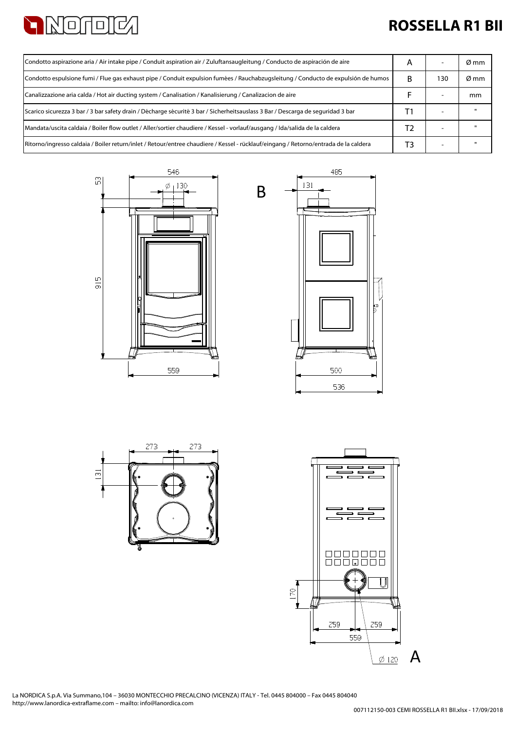# ROSSELLA R1 BII

| | | | |
|---|---|---|---|
| Condotto aspirazione aria / Air intake pipe / Conduit aspiration air / Zuluftansaugleitung / Conducto de aspiración de aire | A | - | Ø mm |
| Condotto espulsione fumi / Flue gas exhaust pipe / Conduit expulsion fumées / Rauchabzugsleitung / Conducto de expulsión de humos | B | 130 | Ø mm |
| Canalizzazione aria calda / Hot air ducting system / Canalisation / Kanalisierung / Canalizacion de aire | F | - | mm |
| Scarico sicurezza 3 bar / 3 bar safety drain / Décharge sécurité 3 bar / Sicherheitsauslass 3 Bar / Descarga de seguridad 3 bar | T1 | - | " |
| Mandata/uscita caldaia / Boiler flow outlet / Aller/sortier chaudiere / Kessel - vorlauf/ausgang / Ida/salida de la caldera | T2 | - | " |
| Ritorno/ingresso caldaia / Boiler return/inlet / Retour/entree chaudiere / Kessel - rücklauf/eingang / Retorno/entrada de la caldera | T3 | - | " |

546
Ø 130
53
915
559

B
485
131
500
536

273
273
131

170
259
259
559
Ø 120
A

La NORDICA S.p.A. Via Summano,104 – 36030 MONTECCHIO PRECALCINO (VICENZA) ITALY - Tel. 0445 804000 – Fax 0445 804040
http://www.lanordica-extraflame.com – mailto: info@lanordica.com

007112150-003 CEMI ROSSELLA R1 BII.xlsx - 17/09/2018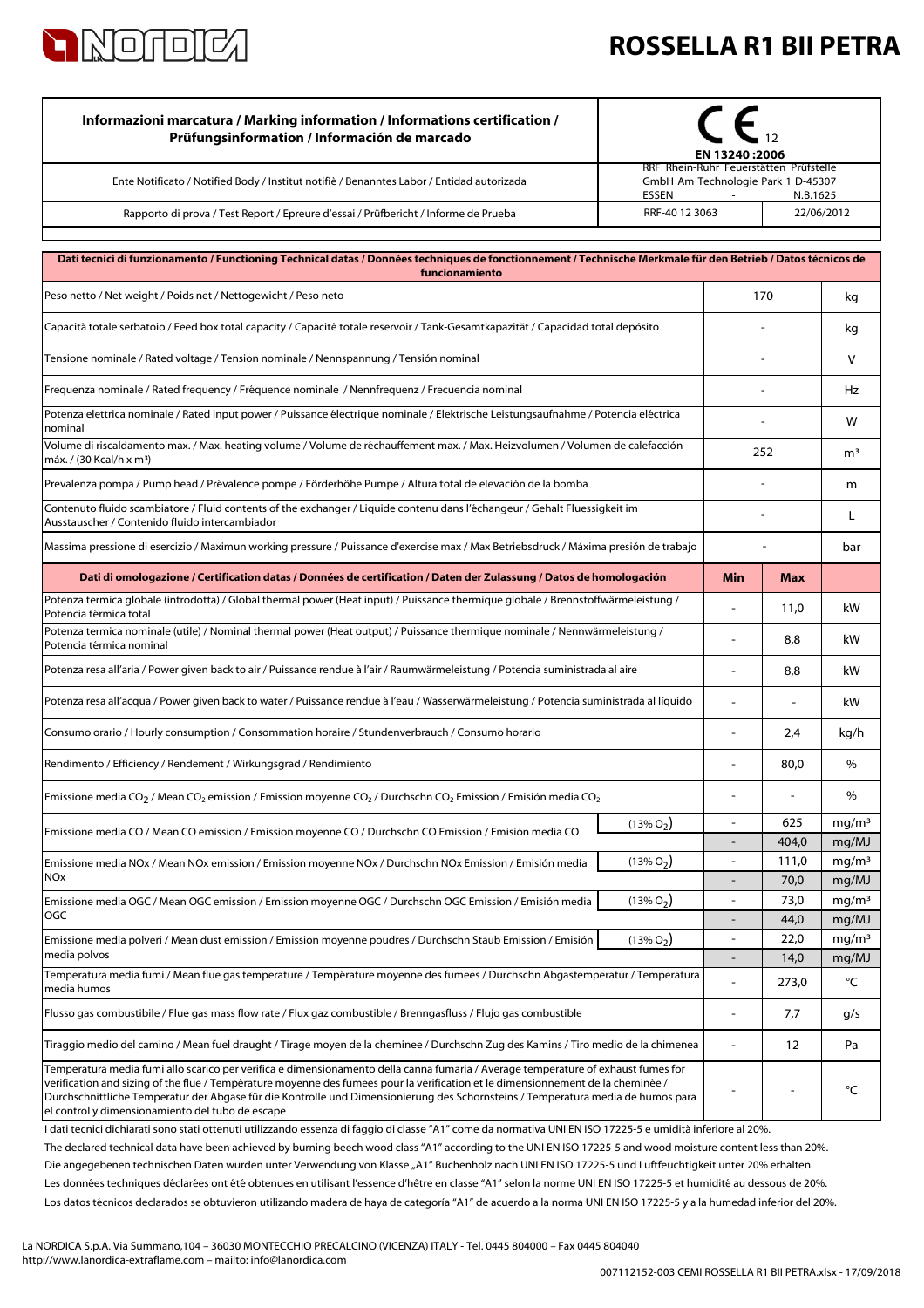# ROSSELLA R1 BII PETRA

| Informazioni marcatura / Marking information / Informations certification / Prüfungsinformation / Información de marcado | CE 12 EN 13240 :2006 | |
|---|---|---|
| Ente Notificato / Notified Body / Institut notifiè / Benanntes Labor / Entidad autorizada | RRF Rhein-Ruhr Feuerstätten Prüfstelle GmbH Am Technologie Park 1 D-45307 ESSEN | N.B.1625 |
| Rapporto di prova / Test Report / Epreure d'essai / Prüfbericht / Informe de Prueba | RRF-40 12 3063 | 22/06/2012 |

| Dati tecnici di funzionamento / Functioning Technical datas / Données techniques de fonctionnement / Technische Merkmale für den Betrieb / Datos técnicos de funcionamiento | | | | |
|---|---|---|---|---|
| Peso netto / Net weight / Poids net / Nettogewicht / Peso neto | | 170 | | kg |
| Capacità totale serbatoio / Feed box total capacity / Capacité totale reservoir / Tank-Gesamtkapazität / Capacidad total depósito | | - | | kg |
| Tensione nominale / Rated voltage / Tension nominale / Nennspannung / Tensión nominal | | - | | V |
| Frequenza nominale / Rated frequency / Fréquence nominale / Nennfrequenz / Frecuencia nominal | | - | | Hz |
| Potenza elettrica nominale / Rated input power / Puissance électrique nominale / Elektrische Leistungsaufnahme / Potencia eléctrica nominal | | - | | W |
| Volume di riscaldamento max. / Max. heating volume / Volume de réchauffement max. / Max. Heizvolumen / Volumen de calefacción máx. / (30 Kcal/h x m³) | | 252 | | m³ |
| Prevalenza pompa / Pump head / Prévalence pompe / Förderhöhe Pumpe / Altura total de elevaciòn de la bomba | | - | | m |
| Contenuto fluido scambiatore / Fluid contents of the exchanger / Liquide contenu dans l'échangeur / Gehalt Fluessigkeit im Ausstauscher / Contenido fluido intercambiador | | - | | L |
| Massima pressione di esercizio / Maximun working pressure / Puissance d'exercise max / Max Betriebsdruck / Máxima presión de trabajo | | - | | bar |
| **Dati di omologazione / Certification datas / Données de certification / Daten der Zulassung / Datos de homologación** | | **Min** | **Max** | |
| Potenza termica globale (introdotta) / Global thermal power (Heat input) / Puissance thermique globale / Brennstoffwärmeleistung / Potencia térmica total | | - | 11,0 | kW |
| Potenza termica nominale (utile) / Nominal thermal power (Heat output) / Puissance thermique nominale / Nennwärmeleistung / Potencia térmica nominal | | - | 8,8 | kW |
| Potenza resa all'aria / Power given back to air / Puissance rendue à l'air / Raumwärmeleistung / Potencia suministrada al aire | | - | 8,8 | kW |
| Potenza resa all'acqua / Power given back to water / Puissance rendue à l'eau / Wasserwärmeleistung / Potencia suministrada al líquido | | - | - | kW |
| Consumo orario / Hourly consumption / Consommation horaire / Stundenverbrauch / Consumo horario | | - | 2,4 | kg/h |
| Rendimento / Efficiency / Rendement / Wirkungsgrad / Rendimiento | | - | 80,0 | % |
| Emissione media $CO_2$ / Mean $CO_2$ emission / Emission moyenne $CO_2$ / Durchschn $CO_2$ Emission / Emisión media $CO_2$ | | - | - | % |
| Emissione media CO / Mean CO emission / Emission moyenne CO / Durchschn CO Emission / Emisión media CO | (13% $O_2$) | - | 625 | mg/m³ |
| | | - | 404,0 | mg/MJ |
| Emissione media NOx / Mean NOx emission / Emission moyenne NOx / Durchschn NOx Emission / Emisión media NOx | (13% $O_2$) | - | 111,0 | mg/m³ |
| | | - | 70,0 | mg/MJ |
| Emissione media OGC / Mean OGC emission / Emission moyenne OGC / Durchschn OGC Emission / Emisión media OGC | (13% $O_2$) | - | 73,0 | mg/m³ |
| | | - | 44,0 | mg/MJ |
| Emissione media polveri / Mean dust emission / Emission moyenne poudres / Durchschn Staub Emission / Emisión media polvos | (13% $O_2$) | - | 22,0 | mg/m³ |
| | | - | 14,0 | mg/MJ |
| Temperatura media fumi / Mean flue gas temperature / Température moyenne des fumees / Durchschn Abgastemperatur / Temperatura media humos | | - | 273,0 | °C |
| Flusso gas combustibile / Flue gas mass flow rate / Flux gaz combustible / Brenngasfluss / Flujo gas combustible | | - | 7,7 | g/s |
| Tiraggio medio del camino / Mean fuel draught / Tirage moyen de la cheminee / Durchschn Zug des Kamins / Tiro medio de la chimenea | | - | 12 | Pa |
| Temperatura media fumi allo scarico per verifica e dimensionamento della canna fumaria / Average temperature of exhaust fumes for verification and sizing of the flue / Température moyenne des fumees pour la vérification et le dimensionnement de la cheminée / Durchschnittliche Temperatur der Abgase für die Kontrolle und Dimensionierung des Schornsteins / Temperatura media de humos para el control y dimensionamiento del tubo de escape | | - | - | °C |

I dati tecnici dichiarati sono stati ottenuti utilizzando essenza di faggio di classe "A1" come da normativa UNI EN ISO 17225-5 e umidità inferiore al 20%.

The declared technical data have been achieved by burning beech wood class "A1" according to the UNI EN ISO 17225-5 and wood moisture content less than 20%.

Die angegebenen technischen Daten wurden unter Verwendung von Klasse „A1" Buchenholz nach UNI EN ISO 17225-5 und Luftfeuchtigkeit unter 20% erhalten.

Les données techniques déclarées ont été obtenues en utilisant l'essence d'hêtre en classe "A1" selon la norme UNI EN ISO 17225-5 et humidité au dessous de 20%.

Los datos técnicos declarados se obtuvieron utilizando madera de haya de categoría "A1" de acuerdo a la norma UNI EN ISO 17225-5 y a la humedad inferior del 20%.

La NORDICA S.p.A. Via Summano,104 – 36030 MONTECCHIO PRECALCINO (VICENZA) ITALY - Tel. 0445 804000 – Fax 0445 804040
http://www.lanordica-extraflame.com – mailto: info@lanordica.com

007112152-003 CEMI ROSSELLA R1 BII PETRA.xlsx - 17/09/2018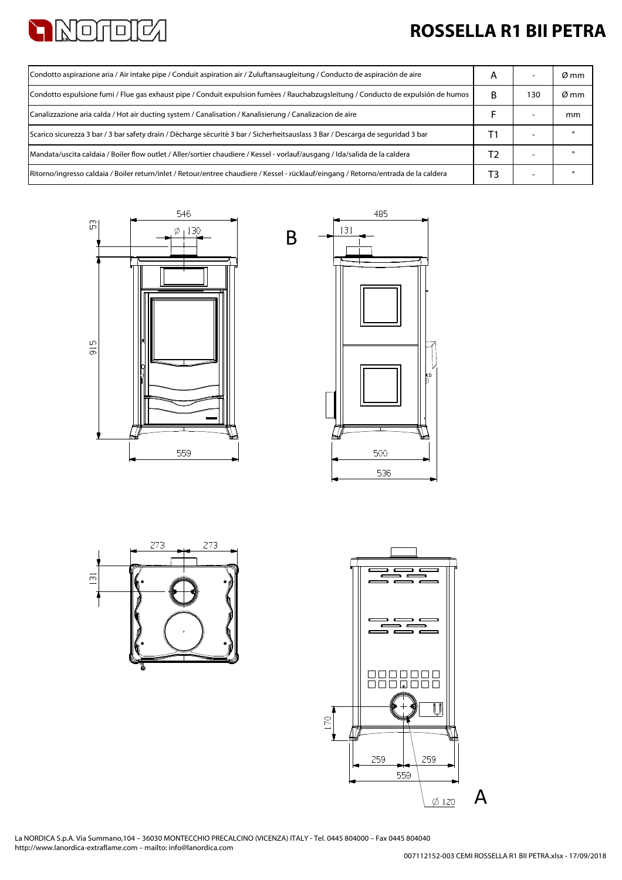# ROSSELLA R1 BII PETRA

| | | | |
|---|---|---|---|
| Condotto aspirazione aria / Air intake pipe / Conduit aspiration air / Zuluftansaugleitung / Conducto de aspiración de aire | A | - | Ø mm |
| Condotto espulsione fumi / Flue gas exhaust pipe / Conduit expulsion fumées / Rauchabzugsleitung / Conducto de expulsión de humos | B | 130 | Ø mm |
| Canalizzazione aria calda / Hot air ducting system / Canalisation / Kanalisierung / Canalizacion de aire | F | - | mm |
| Scarico sicurezza 3 bar / 3 bar safety drain / Décharge sécurité 3 bar / Sicherheitsauslass 3 Bar / Descarga de seguridad 3 bar | T1 | - | " |
| Mandata/uscita caldaia / Boiler flow outlet / Aller/sortier chaudiere / Kessel - vorlauf/ausgang / Ida/salida de la caldera | T2 | - | " |
| Ritorno/ingresso caldaia / Boiler return/inlet / Retour/entree chaudiere / Kessel - rücklauf/eingang / Retorno/entrada de la caldera | T3 | - | " |

546
Ø 130
53
915
559

B
485
131
500
536

273 273
131

170
259 259
559
Ø 120
A

La NORDICA S.p.A. Via Summano,104 – 36030 MONTECCHIO PRECALCINO (VICENZA) ITALY - Tel. 0445 804000 – Fax 0445 804040
http://www.lanordica-extraflame.com – mailto: info@lanordica.com

007112152-003 CEMI ROSSELLA R1 BII PETRA.xlsx - 17/09/2018